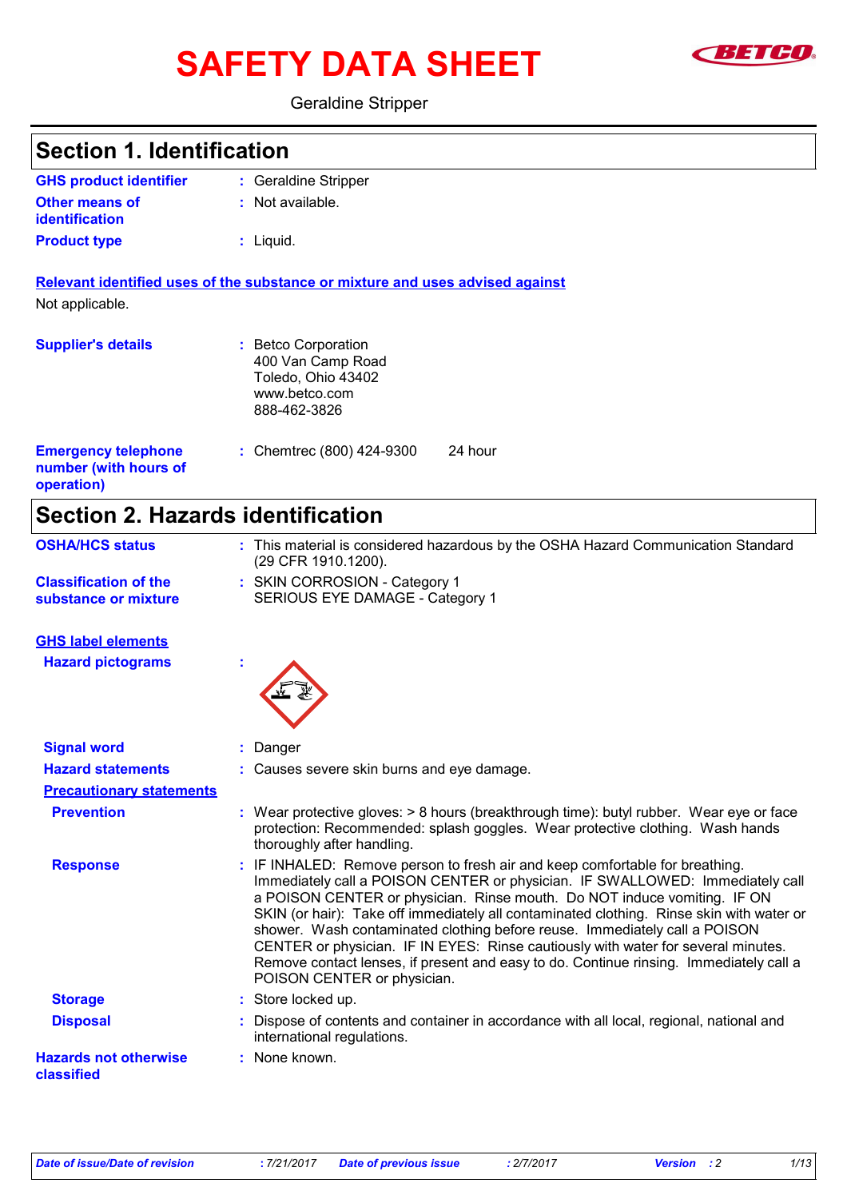# SAFETY DATA SHEET

Geraldine Stripper

## Section 1. Identification

| | | |
|---|---|---|
| **GHS product identifier** | : | Geraldine Stripper |
| **Other means of identification** | : | Not available. |
| **Product type** | : | Liquid. |

**Relevant identified uses of the substance or mixture and uses advised against**

Not applicable.

| | | |
|---|---|---|
| **Supplier's details** | : | Betco Corporation<br>400 Van Camp Road<br>Toledo, Ohio 43402<br>www.betco.com<br>888-462-3826 |
| **Emergency telephone number (with hours of operation)** | : | Chemtrec (800) 424-9300    24 hour |

## Section 2. Hazards identification

| | | |
|---|---|---|
| **OSHA/HCS status** | : | This material is considered hazardous by the OSHA Hazard Communication Standard (29 CFR 1910.1200). |
| **Classification of the substance or mixture** | : | SKIN CORROSION - Category 1<br>SERIOUS EYE DAMAGE - Category 1 |

**GHS label elements**

| | | |
|---|---|---|
| **Hazard pictograms** | : | |
| **Signal word** | : | Danger |
| **Hazard statements** | : | Causes severe skin burns and eye damage. |

**Precautionary statements**

| | | |
|---|---|---|
| **Prevention** | : | Wear protective gloves: > 8 hours (breakthrough time): butyl rubber. Wear eye or face protection: Recommended: splash goggles. Wear protective clothing. Wash hands thoroughly after handling. |
| **Response** | : | IF INHALED: Remove person to fresh air and keep comfortable for breathing. Immediately call a POISON CENTER or physician. IF SWALLOWED: Immediately call a POISON CENTER or physician. Rinse mouth. Do NOT induce vomiting. IF ON SKIN (or hair): Take off immediately all contaminated clothing. Rinse skin with water or shower. Wash contaminated clothing before reuse. Immediately call a POISON CENTER or physician. IF IN EYES: Rinse cautiously with water for several minutes. Remove contact lenses, if present and easy to do. Continue rinsing. Immediately call a POISON CENTER or physician. |
| **Storage** | : | Store locked up. |
| **Disposal** | : | Dispose of contents and container in accordance with all local, regional, national and international regulations. |
| **Hazards not otherwise classified** | : | None known. |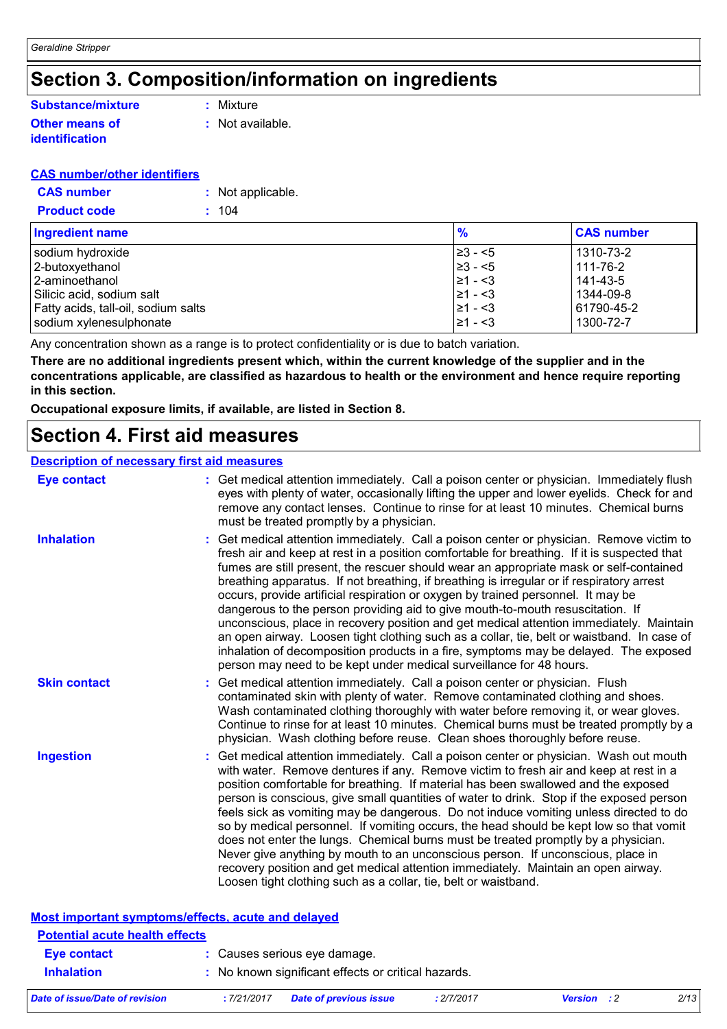# Section 3. Composition/information on ingredients

**Substance/mixture** : Mixture

**Other means of identification** : Not available.

**CAS number/other identifiers**

**CAS number** : Not applicable.

**Product code** : 104

| Ingredient name | % | CAS number |
|---|---|---|
| sodium hydroxide | ≥3 - <5 | 1310-73-2 |
| 2-butoxyethanol | ≥3 - <5 | 111-76-2 |
| 2-aminoethanol | ≥1 - <3 | 141-43-5 |
| Silicic acid, sodium salt | ≥1 - <3 | 1344-09-8 |
| Fatty acids, tall-oil, sodium salts | ≥1 - <3 | 61790-45-2 |
| sodium xylenesulphonate | ≥1 - <3 | 1300-72-7 |

Any concentration shown as a range is to protect confidentiality or is due to batch variation.

**There are no additional ingredients present which, within the current knowledge of the supplier and in the concentrations applicable, are classified as hazardous to health or the environment and hence require reporting in this section.**

**Occupational exposure limits, if available, are listed in Section 8.**

# Section 4. First aid measures

**Description of necessary first aid measures**

**Eye contact** : Get medical attention immediately. Call a poison center or physician. Immediately flush eyes with plenty of water, occasionally lifting the upper and lower eyelids. Check for and remove any contact lenses. Continue to rinse for at least 10 minutes. Chemical burns must be treated promptly by a physician.

**Inhalation** : Get medical attention immediately. Call a poison center or physician. Remove victim to fresh air and keep at rest in a position comfortable for breathing. If it is suspected that fumes are still present, the rescuer should wear an appropriate mask or self-contained breathing apparatus. If not breathing, if breathing is irregular or if respiratory arrest occurs, provide artificial respiration or oxygen by trained personnel. It may be dangerous to the person providing aid to give mouth-to-mouth resuscitation. If unconscious, place in recovery position and get medical attention immediately. Maintain an open airway. Loosen tight clothing such as a collar, tie, belt or waistband. In case of inhalation of decomposition products in a fire, symptoms may be delayed. The exposed person may need to be kept under medical surveillance for 48 hours.

**Skin contact** : Get medical attention immediately. Call a poison center or physician. Flush contaminated skin with plenty of water. Remove contaminated clothing and shoes. Wash contaminated clothing thoroughly with water before removing it, or wear gloves. Continue to rinse for at least 10 minutes. Chemical burns must be treated promptly by a physician. Wash clothing before reuse. Clean shoes thoroughly before reuse.

**Ingestion** : Get medical attention immediately. Call a poison center or physician. Wash out mouth with water. Remove dentures if any. Remove victim to fresh air and keep at rest in a position comfortable for breathing. If material has been swallowed and the exposed person is conscious, give small quantities of water to drink. Stop if the exposed person feels sick as vomiting may be dangerous. Do not induce vomiting unless directed to do so by medical personnel. If vomiting occurs, the head should be kept low so that vomit does not enter the lungs. Chemical burns must be treated promptly by a physician. Never give anything by mouth to an unconscious person. If unconscious, place in recovery position and get medical attention immediately. Maintain an open airway. Loosen tight clothing such as a collar, tie, belt or waistband.

**Most important symptoms/effects, acute and delayed**

**Potential acute health effects**

**Eye contact** : Causes serious eye damage.

**Inhalation** : No known significant effects or critical hazards.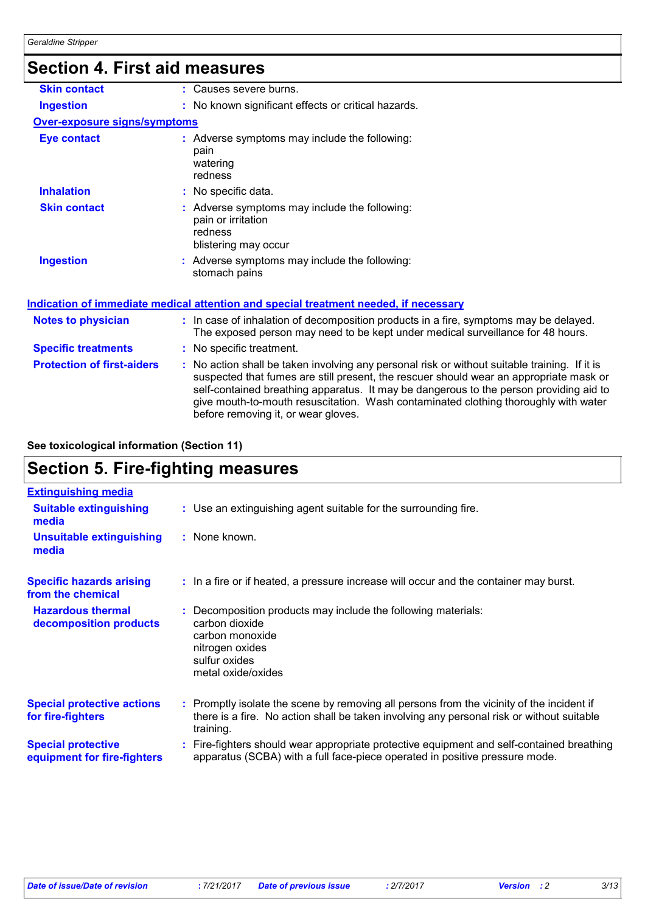## Section 4. First aid measures

| | |
|---|---|
| **Skin contact** | : Causes severe burns. |
| **Ingestion** | : No known significant effects or critical hazards. |

**Over-exposure signs/symptoms**

| | |
|---|---|
| **Eye contact** | : Adverse symptoms may include the following:<br>pain<br>watering<br>redness |
| **Inhalation** | : No specific data. |
| **Skin contact** | : Adverse symptoms may include the following:<br>pain or irritation<br>redness<br>blistering may occur |
| **Ingestion** | : Adverse symptoms may include the following:<br>stomach pains |

**Indication of immediate medical attention and special treatment needed, if necessary**

| | |
|---|---|
| **Notes to physician** | : In case of inhalation of decomposition products in a fire, symptoms may be delayed. The exposed person may need to be kept under medical surveillance for 48 hours. |
| **Specific treatments** | : No specific treatment. |
| **Protection of first-aiders** | : No action shall be taken involving any personal risk or without suitable training. If it is suspected that fumes are still present, the rescuer should wear an appropriate mask or self-contained breathing apparatus. It may be dangerous to the person providing aid to give mouth-to-mouth resuscitation. Wash contaminated clothing thoroughly with water before removing it, or wear gloves. |

**See toxicological information (Section 11)**

## Section 5. Fire-fighting measures

**Extinguishing media**

| | |
|---|---|
| **Suitable extinguishing media** | : Use an extinguishing agent suitable for the surrounding fire. |
| **Unsuitable extinguishing media** | : None known. |

| | |
|---|---|
| **Specific hazards arising from the chemical** | : In a fire or if heated, a pressure increase will occur and the container may burst. |
| **Hazardous thermal decomposition products** | : Decomposition products may include the following materials:<br>carbon dioxide<br>carbon monoxide<br>nitrogen oxides<br>sulfur oxides<br>metal oxide/oxides |
| **Special protective actions for fire-fighters** | : Promptly isolate the scene by removing all persons from the vicinity of the incident if there is a fire. No action shall be taken involving any personal risk or without suitable training. |
| **Special protective equipment for fire-fighters** | : Fire-fighters should wear appropriate protective equipment and self-contained breathing apparatus (SCBA) with a full face-piece operated in positive pressure mode. |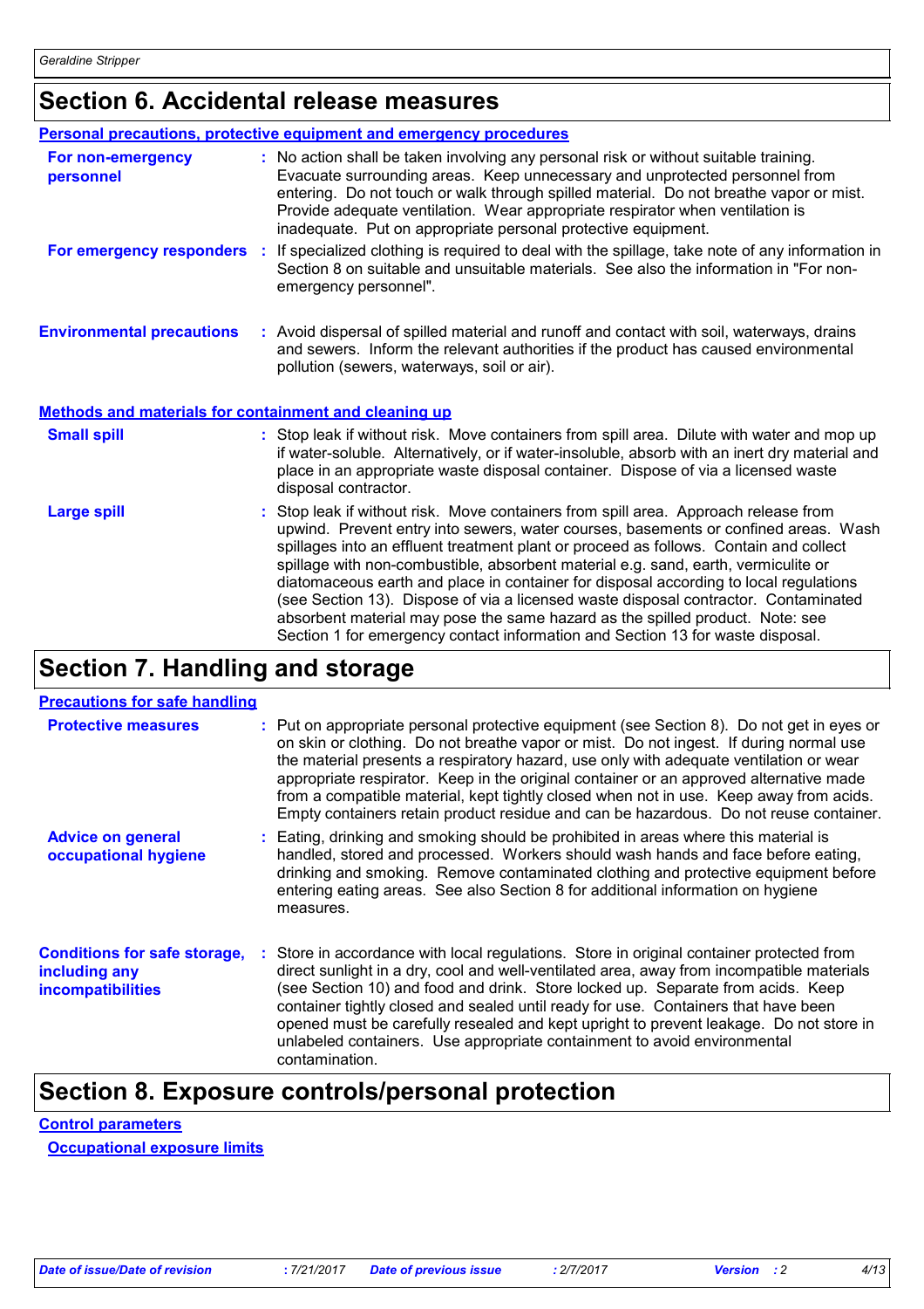# Section 6. Accidental release measures

## Personal precautions, protective equipment and emergency procedures

**For non-emergency personnel** : No action shall be taken involving any personal risk or without suitable training. Evacuate surrounding areas. Keep unnecessary and unprotected personnel from entering. Do not touch or walk through spilled material. Do not breathe vapor or mist. Provide adequate ventilation. Wear appropriate respirator when ventilation is inadequate. Put on appropriate personal protective equipment.

**For emergency responders** : If specialized clothing is required to deal with the spillage, take note of any information in Section 8 on suitable and unsuitable materials. See also the information in "For non-emergency personnel".

**Environmental precautions** : Avoid dispersal of spilled material and runoff and contact with soil, waterways, drains and sewers. Inform the relevant authorities if the product has caused environmental pollution (sewers, waterways, soil or air).

## Methods and materials for containment and cleaning up

**Small spill** : Stop leak if without risk. Move containers from spill area. Dilute with water and mop up if water-soluble. Alternatively, or if water-insoluble, absorb with an inert dry material and place in an appropriate waste disposal container. Dispose of via a licensed waste disposal contractor.

**Large spill** : Stop leak if without risk. Move containers from spill area. Approach release from upwind. Prevent entry into sewers, water courses, basements or confined areas. Wash spillages into an effluent treatment plant or proceed as follows. Contain and collect spillage with non-combustible, absorbent material e.g. sand, earth, vermiculite or diatomaceous earth and place in container for disposal according to local regulations (see Section 13). Dispose of via a licensed waste disposal contractor. Contaminated absorbent material may pose the same hazard as the spilled product. Note: see Section 1 for emergency contact information and Section 13 for waste disposal.

# Section 7. Handling and storage

## Precautions for safe handling

**Protective measures** : Put on appropriate personal protective equipment (see Section 8). Do not get in eyes or on skin or clothing. Do not breathe vapor or mist. Do not ingest. If during normal use the material presents a respiratory hazard, use only with adequate ventilation or wear appropriate respirator. Keep in the original container or an approved alternative made from a compatible material, kept tightly closed when not in use. Keep away from acids. Empty containers retain product residue and can be hazardous. Do not reuse container.

**Advice on general occupational hygiene** : Eating, drinking and smoking should be prohibited in areas where this material is handled, stored and processed. Workers should wash hands and face before eating, drinking and smoking. Remove contaminated clothing and protective equipment before entering eating areas. See also Section 8 for additional information on hygiene measures.

**Conditions for safe storage, including any incompatibilities** : Store in accordance with local regulations. Store in original container protected from direct sunlight in a dry, cool and well-ventilated area, away from incompatible materials (see Section 10) and food and drink. Store locked up. Separate from acids. Keep container tightly closed and sealed until ready for use. Containers that have been opened must be carefully resealed and kept upright to prevent leakage. Do not store in unlabeled containers. Use appropriate containment to avoid environmental contamination.

# Section 8. Exposure controls/personal protection

## Control parameters

### Occupational exposure limits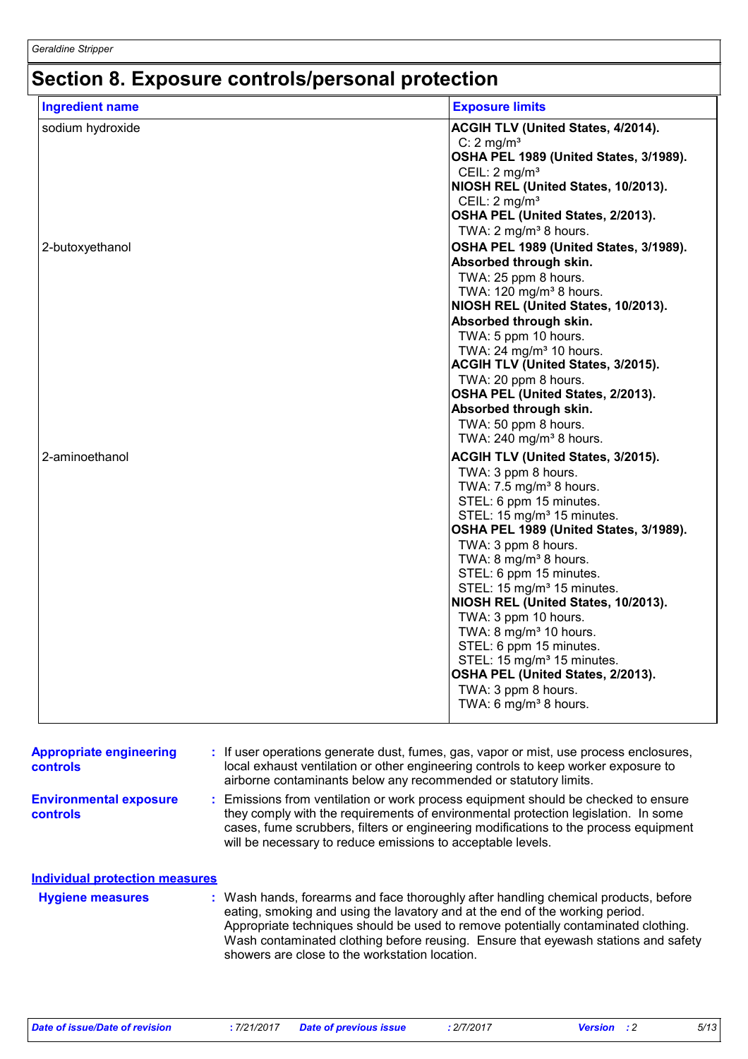## Section 8. Exposure controls/personal protection

| Ingredient name | Exposure limits |
|---|---|
| sodium hydroxide | **ACGIH TLV (United States, 4/2014).**<br>C: 2 mg/m³<br>**OSHA PEL 1989 (United States, 3/1989).**<br>CEIL: 2 mg/m³<br>**NIOSH REL (United States, 10/2013).**<br>CEIL: 2 mg/m³<br>**OSHA PEL (United States, 2/2013).**<br>TWA: 2 mg/m³ 8 hours. |
| 2-butoxyethanol | **OSHA PEL 1989 (United States, 3/1989).**<br>**Absorbed through skin.**<br>TWA: 25 ppm 8 hours.<br>TWA: 120 mg/m³ 8 hours.<br>**NIOSH REL (United States, 10/2013).**<br>**Absorbed through skin.**<br>TWA: 5 ppm 10 hours.<br>TWA: 24 mg/m³ 10 hours.<br>**ACGIH TLV (United States, 3/2015).**<br>TWA: 20 ppm 8 hours.<br>**OSHA PEL (United States, 2/2013).**<br>**Absorbed through skin.**<br>TWA: 50 ppm 8 hours.<br>TWA: 240 mg/m³ 8 hours. |
| 2-aminoethanol | **ACGIH TLV (United States, 3/2015).**<br>TWA: 3 ppm 8 hours.<br>TWA: 7.5 mg/m³ 8 hours.<br>STEL: 6 ppm 15 minutes.<br>STEL: 15 mg/m³ 15 minutes.<br>**OSHA PEL 1989 (United States, 3/1989).**<br>TWA: 3 ppm 8 hours.<br>TWA: 8 mg/m³ 8 hours.<br>STEL: 6 ppm 15 minutes.<br>STEL: 15 mg/m³ 15 minutes.<br>**NIOSH REL (United States, 10/2013).**<br>TWA: 3 ppm 10 hours.<br>TWA: 8 mg/m³ 10 hours.<br>STEL: 6 ppm 15 minutes.<br>STEL: 15 mg/m³ 15 minutes.<br>**OSHA PEL (United States, 2/2013).**<br>TWA: 3 ppm 8 hours.<br>TWA: 6 mg/m³ 8 hours. |

**Appropriate engineering controls** : If user operations generate dust, fumes, gas, vapor or mist, use process enclosures, local exhaust ventilation or other engineering controls to keep worker exposure to airborne contaminants below any recommended or statutory limits.

**Environmental exposure controls** : Emissions from ventilation or work process equipment should be checked to ensure they comply with the requirements of environmental protection legislation. In some cases, fume scrubbers, filters or engineering modifications to the process equipment will be necessary to reduce emissions to acceptable levels.

### Individual protection measures

**Hygiene measures** : Wash hands, forearms and face thoroughly after handling chemical products, before eating, smoking and using the lavatory and at the end of the working period. Appropriate techniques should be used to remove potentially contaminated clothing. Wash contaminated clothing before reusing. Ensure that eyewash stations and safety showers are close to the workstation location.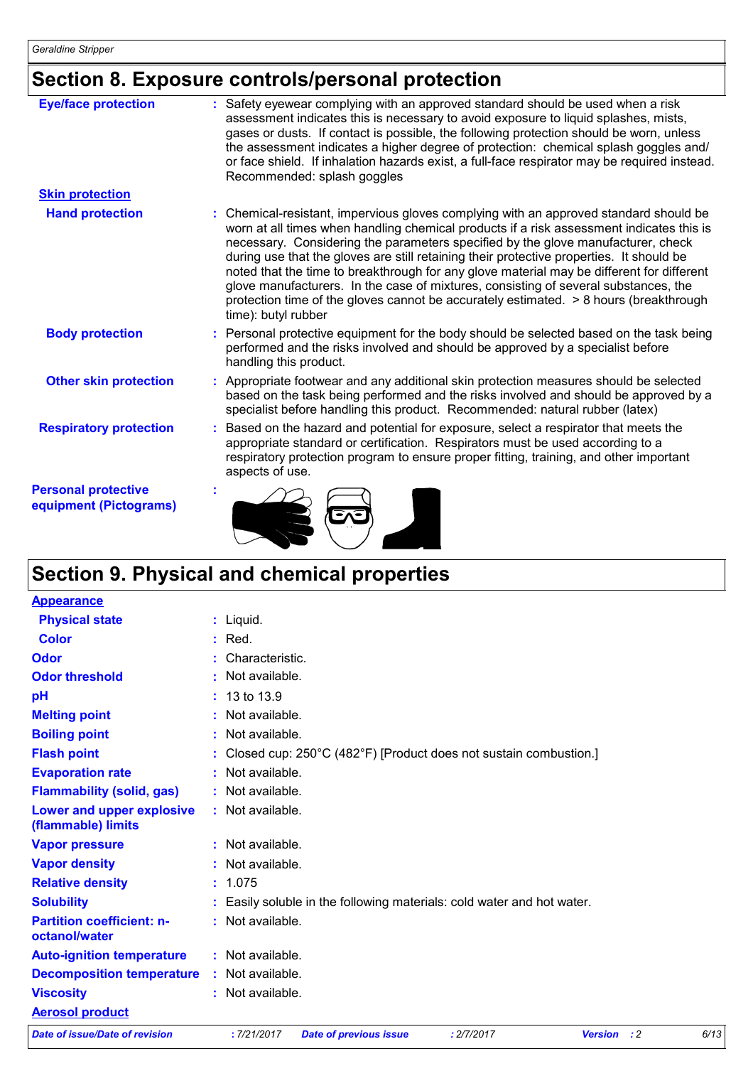## Section 8. Exposure controls/personal protection

**Eye/face protection** : Safety eyewear complying with an approved standard should be used when a risk assessment indicates this is necessary to avoid exposure to liquid splashes, mists, gases or dusts. If contact is possible, the following protection should be worn, unless the assessment indicates a higher degree of protection: chemical splash goggles and/ or face shield. If inhalation hazards exist, a full-face respirator may be required instead. Recommended: splash goggles

**Skin protection**

**Hand protection** : Chemical-resistant, impervious gloves complying with an approved standard should be worn at all times when handling chemical products if a risk assessment indicates this is necessary. Considering the parameters specified by the glove manufacturer, check during use that the gloves are still retaining their protective properties. It should be noted that the time to breakthrough for any glove material may be different for different glove manufacturers. In the case of mixtures, consisting of several substances, the protection time of the gloves cannot be accurately estimated. > 8 hours (breakthrough time): butyl rubber

**Body protection** : Personal protective equipment for the body should be selected based on the task being performed and the risks involved and should be approved by a specialist before handling this product.

**Other skin protection** : Appropriate footwear and any additional skin protection measures should be selected based on the task being performed and the risks involved and should be approved by a specialist before handling this product. Recommended: natural rubber (latex)

**Respiratory protection** : Based on the hazard and potential for exposure, select a respirator that meets the appropriate standard or certification. Respirators must be used according to a respiratory protection program to ensure proper fitting, training, and other important aspects of use.

**Personal protective equipment (Pictograms)** :

## Section 9. Physical and chemical properties

**Appearance**

| | |
|---|---|
| **Physical state** | : Liquid. |
| **Color** | : Red. |
| **Odor** | : Characteristic. |
| **Odor threshold** | : Not available. |
| **pH** | : 13 to 13.9 |
| **Melting point** | : Not available. |
| **Boiling point** | : Not available. |
| **Flash point** | : Closed cup: 250°C (482°F) [Product does not sustain combustion.] |
| **Evaporation rate** | : Not available. |
| **Flammability (solid, gas)** | : Not available. |
| **Lower and upper explosive (flammable) limits** | : Not available. |
| **Vapor pressure** | : Not available. |
| **Vapor density** | : Not available. |
| **Relative density** | : 1.075 |
| **Solubility** | : Easily soluble in the following materials: cold water and hot water. |
| **Partition coefficient: n-octanol/water** | : Not available. |
| **Auto-ignition temperature** | : Not available. |
| **Decomposition temperature** | : Not available. |
| **Viscosity** | : Not available. |

**Aerosol product**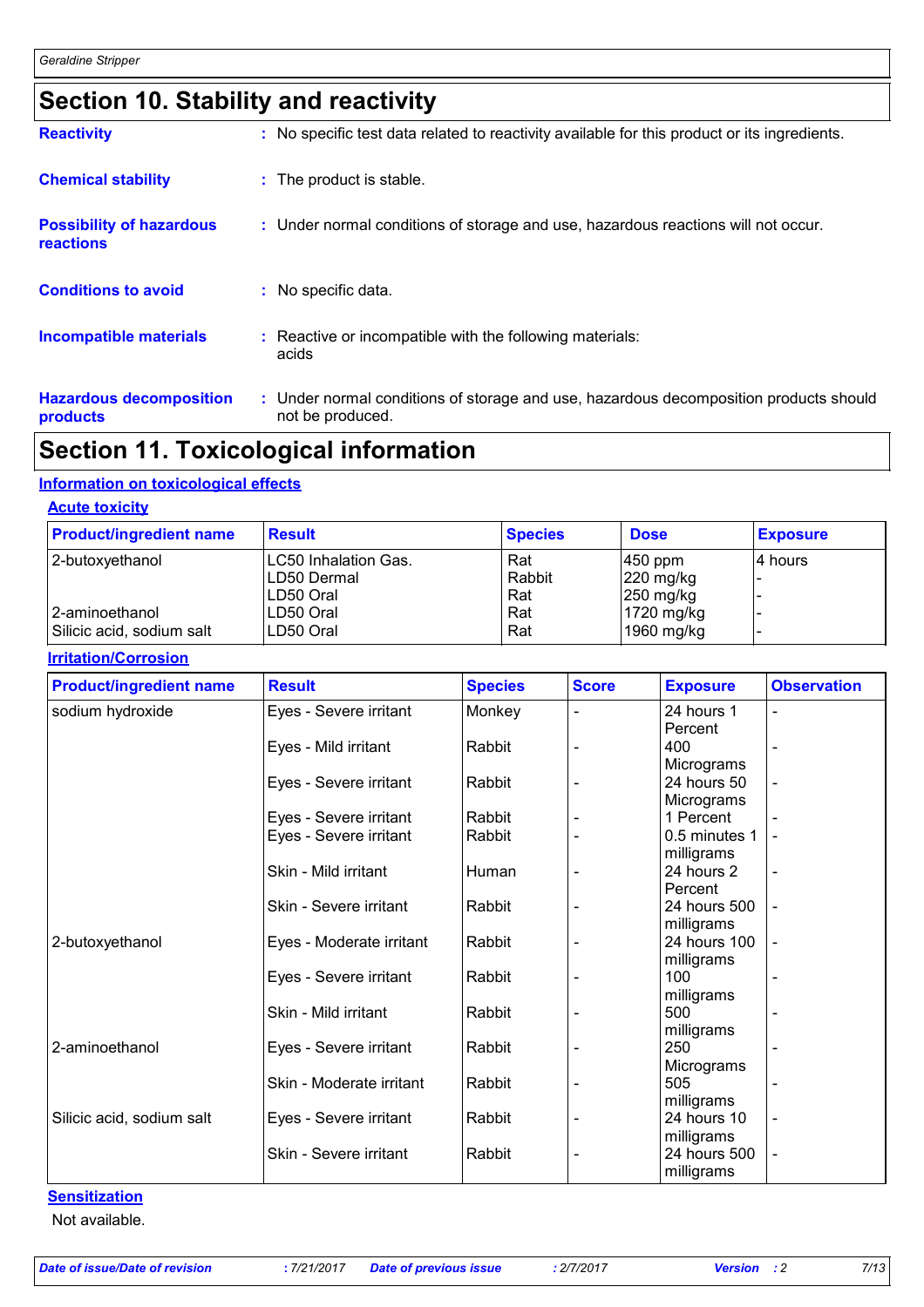## Section 10. Stability and reactivity

**Reactivity** : No specific test data related to reactivity available for this product or its ingredients.

**Chemical stability** : The product is stable.

**Possibility of hazardous reactions** : Under normal conditions of storage and use, hazardous reactions will not occur.

**Conditions to avoid** : No specific data.

**Incompatible materials** : Reactive or incompatible with the following materials: acids

**Hazardous decomposition products** : Under normal conditions of storage and use, hazardous decomposition products should not be produced.

## Section 11. Toxicological information

### Information on toxicological effects

#### Acute toxicity

| Product/ingredient name | Result | Species | Dose | Exposure |
|---|---|---|---|---|
| 2-butoxyethanol | LC50 Inhalation Gas. | Rat | 450 ppm | 4 hours |
| | LD50 Dermal | Rabbit | 220 mg/kg | - |
| | LD50 Oral | Rat | 250 mg/kg | - |
| 2-aminoethanol | LD50 Oral | Rat | 1720 mg/kg | - |
| Silicic acid, sodium salt | LD50 Oral | Rat | 1960 mg/kg | - |

#### Irritation/Corrosion

| Product/ingredient name | Result | Species | Score | Exposure | Observation |
|---|---|---|---|---|---|
| sodium hydroxide | Eyes - Severe irritant | Monkey | - | 24 hours 1 Percent | - |
| | Eyes - Mild irritant | Rabbit | - | 400 Micrograms | - |
| | Eyes - Severe irritant | Rabbit | - | 24 hours 50 Micrograms | - |
| | Eyes - Severe irritant | Rabbit | - | 1 Percent | - |
| | Eyes - Severe irritant | Rabbit | - | 0.5 minutes 1 milligrams | - |
| | Skin - Mild irritant | Human | - | 24 hours 2 Percent | - |
| | Skin - Severe irritant | Rabbit | - | 24 hours 500 milligrams | - |
| 2-butoxyethanol | Eyes - Moderate irritant | Rabbit | - | 24 hours 100 milligrams | - |
| | Eyes - Severe irritant | Rabbit | - | 100 milligrams | - |
| | Skin - Mild irritant | Rabbit | - | 500 milligrams | - |
| 2-aminoethanol | Eyes - Severe irritant | Rabbit | - | 250 Micrograms | - |
| | Skin - Moderate irritant | Rabbit | - | 505 milligrams | - |
| Silicic acid, sodium salt | Eyes - Severe irritant | Rabbit | - | 24 hours 10 milligrams | - |
| | Skin - Severe irritant | Rabbit | - | 24 hours 500 milligrams | - |

#### Sensitization

Not available.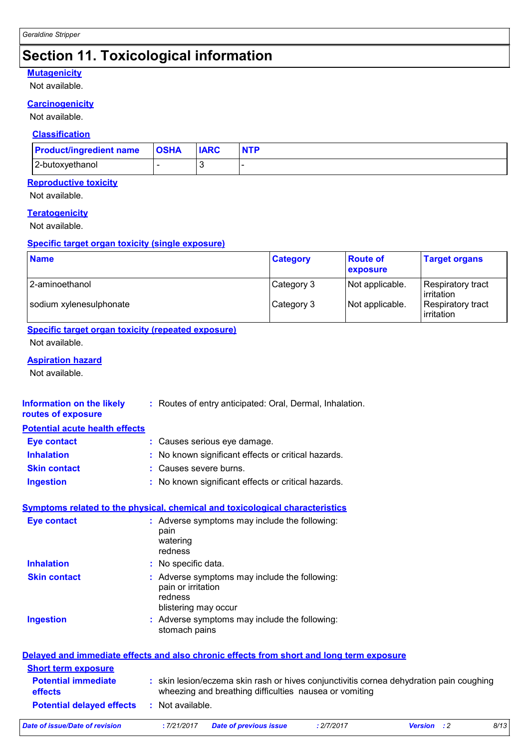# Section 11. Toxicological information

**Mutagenicity**

Not available.

**Carcinogenicity**

Not available.

**Classification**

| Product/ingredient name | OSHA | IARC | NTP |
|---|---|---|---|
| 2-butoxyethanol | - | 3 | - |

**Reproductive toxicity**

Not available.

**Teratogenicity**

Not available.

**Specific target organ toxicity (single exposure)**

| Name | Category | Route of exposure | Target organs |
|---|---|---|---|
| 2-aminoethanol | Category 3 | Not applicable. | Respiratory tract irritation |
| sodium xylenesulphonate | Category 3 | Not applicable. | Respiratory tract irritation |

**Specific target organ toxicity (repeated exposure)**

Not available.

**Aspiration hazard**

Not available.

**Information on the likely routes of exposure** : Routes of entry anticipated: Oral, Dermal, Inhalation.

**Potential acute health effects**

- **Eye contact** : Causes serious eye damage.
- **Inhalation** : No known significant effects or critical hazards.
- **Skin contact** : Causes severe burns.
- **Ingestion** : No known significant effects or critical hazards.

**Symptoms related to the physical, chemical and toxicological characteristics**

- **Eye contact** : Adverse symptoms may include the following:
  pain
  watering
  redness
- **Inhalation** : No specific data.
- **Skin contact** : Adverse symptoms may include the following:
  pain or irritation
  redness
  blistering may occur
- **Ingestion** : Adverse symptoms may include the following:
  stomach pains

**Delayed and immediate effects and also chronic effects from short and long term exposure**

**Short term exposure**

- **Potential immediate effects** : skin lesion/eczema skin rash or hives conjunctivitis cornea dehydration pain coughing wheezing and breathing difficulties nausea or vomiting
- **Potential delayed effects** : Not available.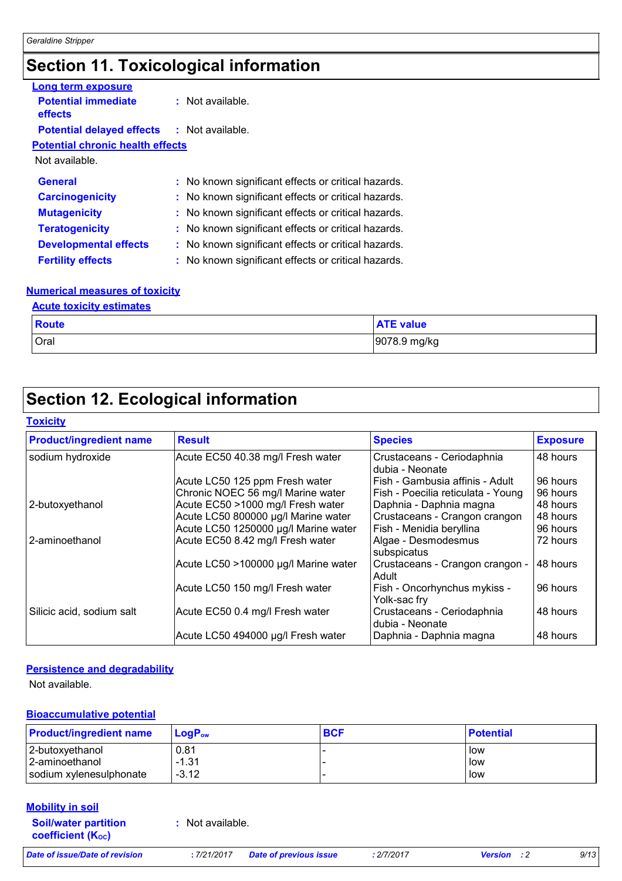# Section 11. Toxicological information

**Long term exposure**

**Potential immediate effects** : Not available.

**Potential delayed effects** : Not available.

**Potential chronic health effects**

Not available.

**General** : No known significant effects or critical hazards.

**Carcinogenicity** : No known significant effects or critical hazards.

**Mutagenicity** : No known significant effects or critical hazards.

**Teratogenicity** : No known significant effects or critical hazards.

**Developmental effects** : No known significant effects or critical hazards.

**Fertility effects** : No known significant effects or critical hazards.

**Numerical measures of toxicity**

**Acute toxicity estimates**

| Route | ATE value |
|---|---|
| Oral | 9078.9 mg/kg |

# Section 12. Ecological information

**Toxicity**

| Product/ingredient name | Result | Species | Exposure |
|---|---|---|---|
| sodium hydroxide | Acute EC50 40.38 mg/l Fresh water | Crustaceans - Ceriodaphnia dubia - Neonate | 48 hours |
| | Acute LC50 125 ppm Fresh water | Fish - Gambusia affinis - Adult | 96 hours |
| | Chronic NOEC 56 mg/l Marine water | Fish - Poecilia reticulata - Young | 96 hours |
| 2-butoxyethanol | Acute EC50 >1000 mg/l Fresh water | Daphnia - Daphnia magna | 48 hours |
| | Acute LC50 800000 µg/l Marine water | Crustaceans - Crangon crangon | 48 hours |
| | Acute LC50 1250000 µg/l Marine water | Fish - Menidia beryllina | 96 hours |
| 2-aminoethanol | Acute EC50 8.42 mg/l Fresh water | Algae - Desmodesmus subspicatus | 72 hours |
| | Acute LC50 >100000 µg/l Marine water | Crustaceans - Crangon crangon - Adult | 48 hours |
| | Acute LC50 150 mg/l Fresh water | Fish - Oncorhynchus mykiss - Yolk-sac fry | 96 hours |
| Silicic acid, sodium salt | Acute EC50 0.4 mg/l Fresh water | Crustaceans - Ceriodaphnia dubia - Neonate | 48 hours |
| | Acute LC50 494000 µg/l Fresh water | Daphnia - Daphnia magna | 48 hours |

**Persistence and degradability**

Not available.

**Bioaccumulative potential**

| Product/ingredient name | $LogP_{ow}$ | BCF | Potential |
|---|---|---|---|
| 2-butoxyethanol | 0.81 | - | low |
| 2-aminoethanol | -1.31 | - | low |
| sodium xylenesulphonate | -3.12 | - | low |

**Mobility in soil**

**Soil/water partition coefficient ($K_{OC}$)** : Not available.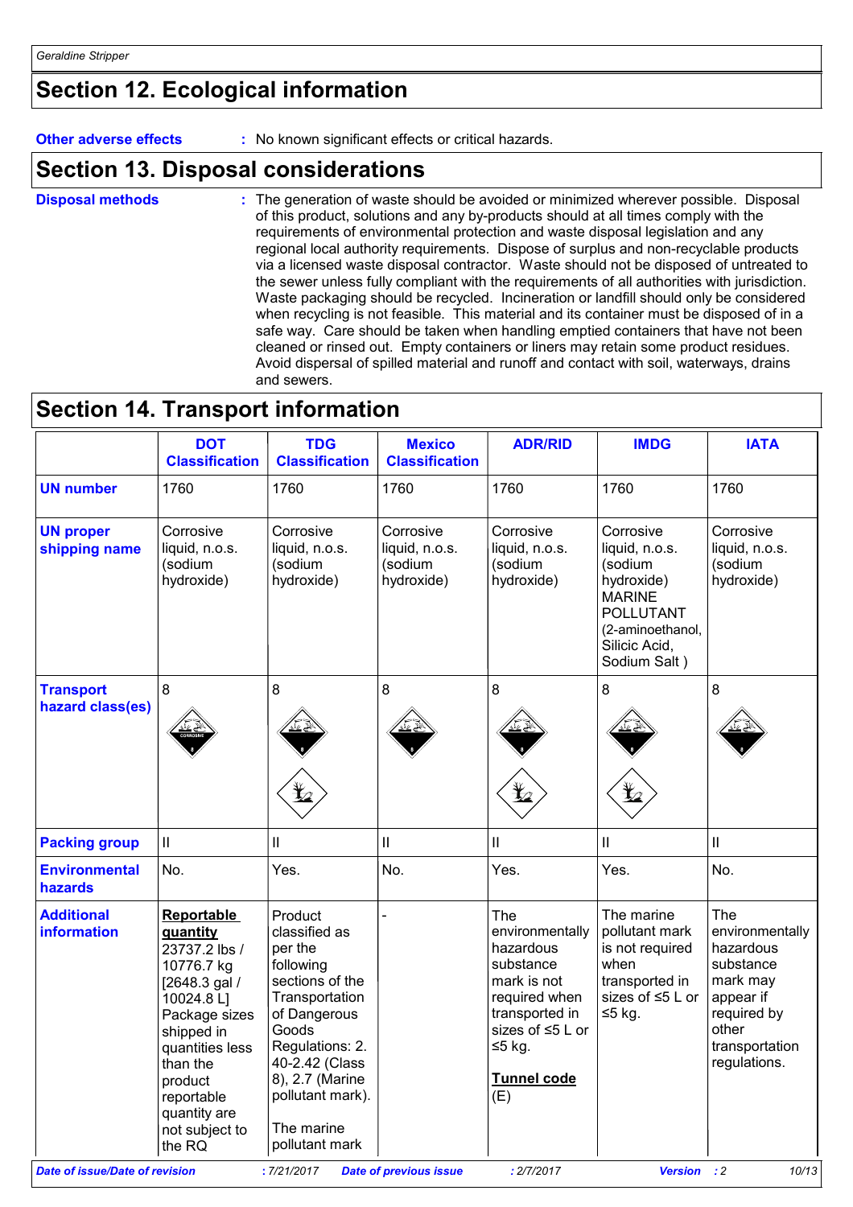## Section 12. Ecological information

**Other adverse effects** : No known significant effects or critical hazards.

## Section 13. Disposal considerations

**Disposal methods** : The generation of waste should be avoided or minimized wherever possible. Disposal of this product, solutions and any by-products should at all times comply with the requirements of environmental protection and waste disposal legislation and any regional local authority requirements. Dispose of surplus and non-recyclable products via a licensed waste disposal contractor. Waste should not be disposed of untreated to the sewer unless fully compliant with the requirements of all authorities with jurisdiction. Waste packaging should be recycled. Incineration or landfill should only be considered when recycling is not feasible. This material and its container must be disposed of in a safe way. Care should be taken when handling emptied containers that have not been cleaned or rinsed out. Empty containers or liners may retain some product residues. Avoid dispersal of spilled material and runoff and contact with soil, waterways, drains and sewers.

## Section 14. Transport information

| | DOT Classification | TDG Classification | Mexico Classification | ADR/RID | IMDG | IATA |
|---|---|---|---|---|---|---|
| **UN number** | 1760 | 1760 | 1760 | 1760 | 1760 | 1760 |
| **UN proper shipping name** | Corrosive liquid, n.o.s. (sodium hydroxide) | Corrosive liquid, n.o.s. (sodium hydroxide) | Corrosive liquid, n.o.s. (sodium hydroxide) | Corrosive liquid, n.o.s. (sodium hydroxide) | Corrosive liquid, n.o.s. (sodium hydroxide) MARINE POLLUTANT (2-aminoethanol, Silicic Acid, Sodium Salt ) | Corrosive liquid, n.o.s. (sodium hydroxide) |
| **Transport hazard class(es)** | 8 | 8 | 8 | 8 | 8 | 8 |
| **Packing group** | II | II | II | II | II | II |
| **Environmental hazards** | No. | Yes. | No. | Yes. | Yes. | No. |
| **Additional information** | **Reportable quantity** 23737.2 lbs / 10776.7 kg [2648.3 gal / 10024.8 L] Package sizes shipped in quantities less than the product reportable quantity are not subject to the RQ | Product classified as per the following sections of the Transportation of Dangerous Goods Regulations: 2.40-2.42 (Class 8), 2.7 (Marine pollutant mark). The marine pollutant mark | - | The environmentally hazardous substance mark is not required when transported in sizes of ≤5 L or ≤5 kg. **Tunnel code** (E) | The marine pollutant mark is not required when transported in sizes of ≤5 L or ≤5 kg. | The environmentally hazardous substance mark may appear if required by other transportation regulations. |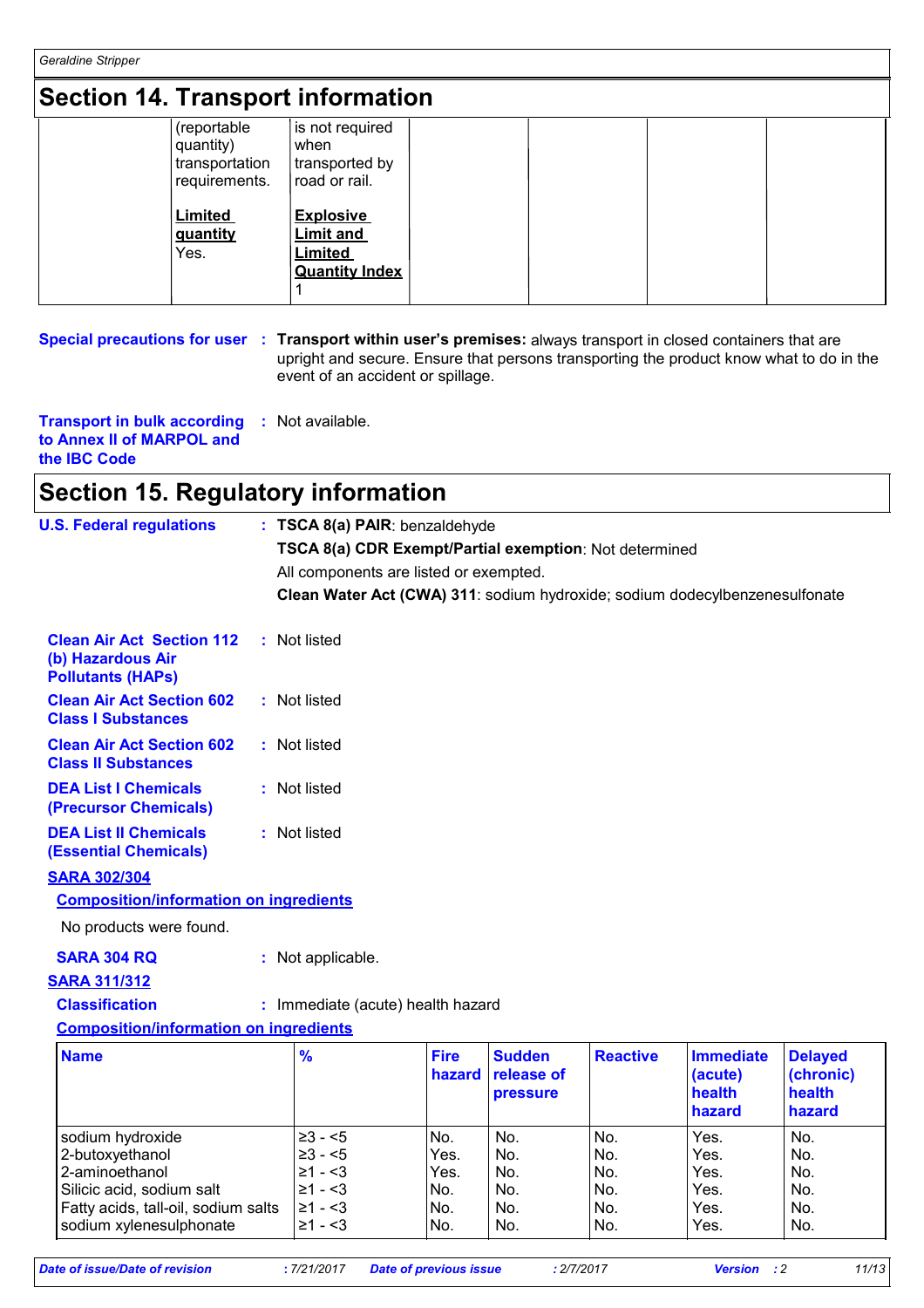## Section 14. Transport information

| | | | | | | |
|---|---|---|---|---|---|---|
| | (reportable quantity) transportation requirements.<br><br>**Limited quantity**<br>Yes. | is not required when transported by road or rail.<br><br>**Explosive Limit and Limited Quantity Index**<br>1 | | | | |

**Special precautions for user** : **Transport within user's premises:** always transport in closed containers that are upright and secure. Ensure that persons transporting the product know what to do in the event of an accident or spillage.

**Transport in bulk according to Annex II of MARPOL and the IBC Code** : Not available.

## Section 15. Regulatory information

**U.S. Federal regulations** : **TSCA 8(a) PAIR**: benzaldehyde

**TSCA 8(a) CDR Exempt/Partial exemption**: Not determined

All components are listed or exempted.

**Clean Water Act (CWA) 311**: sodium hydroxide; sodium dodecylbenzenesulfonate

**Clean Air Act Section 112 (b) Hazardous Air Pollutants (HAPs)** : Not listed

**Clean Air Act Section 602 Class I Substances** : Not listed

**Clean Air Act Section 602 Class II Substances** : Not listed

**DEA List I Chemicals (Precursor Chemicals)** : Not listed

**DEA List II Chemicals (Essential Chemicals)** : Not listed

**SARA 302/304**

**Composition/information on ingredients**

No products were found.

**SARA 304 RQ** : Not applicable.

**SARA 311/312**

**Classification** : Immediate (acute) health hazard

**Composition/information on ingredients**

| Name | % | Fire hazard | Sudden release of pressure | Reactive | Immediate (acute) health hazard | Delayed (chronic) health hazard |
|---|---|---|---|---|---|---|
| sodium hydroxide | ≥3 - <5 | No. | No. | No. | Yes. | No. |
| 2-butoxyethanol | ≥3 - <5 | Yes. | No. | No. | Yes. | No. |
| 2-aminoethanol | ≥1 - <3 | Yes. | No. | No. | Yes. | No. |
| Silicic acid, sodium salt | ≥1 - <3 | No. | No. | No. | Yes. | No. |
| Fatty acids, tall-oil, sodium salts | ≥1 - <3 | No. | No. | No. | Yes. | No. |
| sodium xylenesulphonate | ≥1 - <3 | No. | No. | No. | Yes. | No. |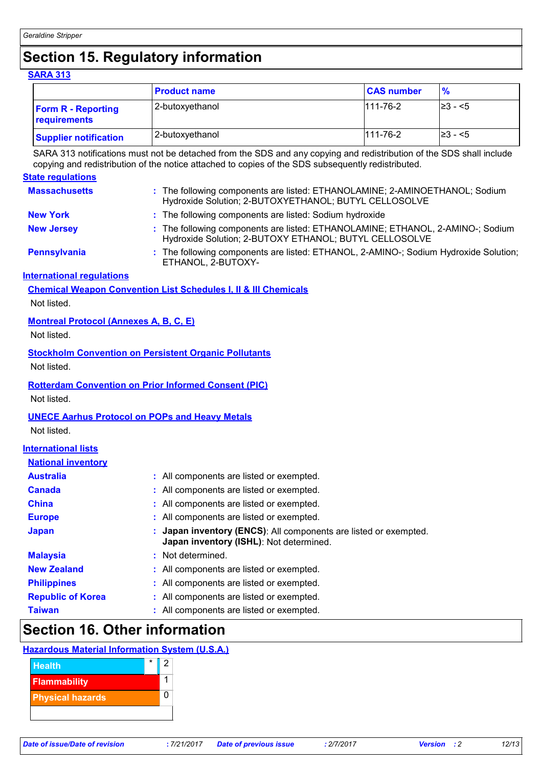## Section 15. Regulatory information

**SARA 313**

| | Product name | CAS number | % |
|---|---|---|---|
| **Form R - Reporting requirements** | 2-butoxyethanol | 111-76-2 | ≥3 - <5 |
| **Supplier notification** | 2-butoxyethanol | 111-76-2 | ≥3 - <5 |

SARA 313 notifications must not be detached from the SDS and any copying and redistribution of the SDS shall include copying and redistribution of the notice attached to copies of the SDS subsequently redistributed.

**State regulations**

**Massachusetts** : The following components are listed: ETHANOLAMINE; 2-AMINOETHANOL; Sodium Hydroxide Solution; 2-BUTOXYETHANOL; BUTYL CELLOSOLVE

**New York** : The following components are listed: Sodium hydroxide

**New Jersey** : The following components are listed: ETHANOLAMINE; ETHANOL, 2-AMINO-; Sodium Hydroxide Solution; 2-BUTOXY ETHANOL; BUTYL CELLOSOLVE

**Pennsylvania** : The following components are listed: ETHANOL, 2-AMINO-; Sodium Hydroxide Solution; ETHANOL, 2-BUTOXY-

**International regulations**

**Chemical Weapon Convention List Schedules I, II & III Chemicals**

Not listed.

**Montreal Protocol (Annexes A, B, C, E)**

Not listed.

**Stockholm Convention on Persistent Organic Pollutants**

Not listed.

**Rotterdam Convention on Prior Informed Consent (PIC)**

Not listed.

**UNECE Aarhus Protocol on POPs and Heavy Metals**

Not listed.

**International lists**

**National inventory**

**Australia** : All components are listed or exempted.

**Canada** : All components are listed or exempted.

**China** : All components are listed or exempted.

**Europe** : All components are listed or exempted.

**Japan** : **Japan inventory (ENCS)**: All components are listed or exempted.
**Japan inventory (ISHL)**: Not determined.

**Malaysia** : Not determined.

**New Zealand** : All components are listed or exempted.

**Philippines** : All components are listed or exempted.

**Republic of Korea** : All components are listed or exempted.

**Taiwan** : All components are listed or exempted.

## Section 16. Other information

**Hazardous Material Information System (U.S.A.)**

| | | |
|---|---|---|
| Health | * | 2 |
| Flammability | | 1 |
| Physical hazards | | 0 |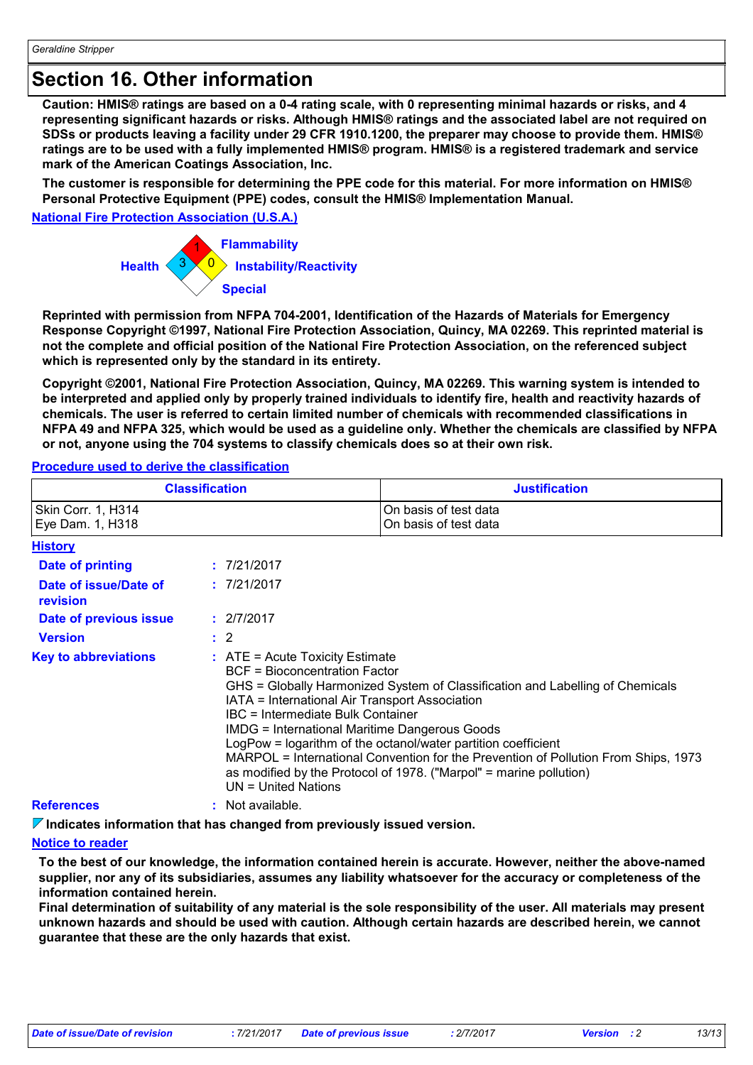# Section 16. Other information

**Caution: HMIS® ratings are based on a 0-4 rating scale, with 0 representing minimal hazards or risks, and 4 representing significant hazards or risks. Although HMIS® ratings and the associated label are not required on SDSs or products leaving a facility under 29 CFR 1910.1200, the preparer may choose to provide them. HMIS® ratings are to be used with a fully implemented HMIS® program. HMIS® is a registered trademark and service mark of the American Coatings Association, Inc.**

**The customer is responsible for determining the PPE code for this material. For more information on HMIS® Personal Protective Equipment (PPE) codes, consult the HMIS® Implementation Manual.**

**National Fire Protection Association (U.S.A.)**

Health: 3
Flammability: 1
Instability/Reactivity: 0
Special

**Reprinted with permission from NFPA 704-2001, Identification of the Hazards of Materials for Emergency Response Copyright ©1997, National Fire Protection Association, Quincy, MA 02269. This reprinted material is not the complete and official position of the National Fire Protection Association, on the referenced subject which is represented only by the standard in its entirety.**

**Copyright ©2001, National Fire Protection Association, Quincy, MA 02269. This warning system is intended to be interpreted and applied only by properly trained individuals to identify fire, health and reactivity hazards of chemicals. The user is referred to certain limited number of chemicals with recommended classifications in NFPA 49 and NFPA 325, which would be used as a guideline only. Whether the chemicals are classified by NFPA or not, anyone using the 704 systems to classify chemicals does so at their own risk.**

**Procedure used to derive the classification**

| Classification | Justification |
|---|---|
| Skin Corr. 1, H314<br>Eye Dam. 1, H318 | On basis of test data<br>On basis of test data |

**History**

**Date of printing** : 7/21/2017

**Date of issue/Date of revision** : 7/21/2017

**Date of previous issue** : 2/7/2017

**Version** : 2

**Key to abbreviations** :
ATE = Acute Toxicity Estimate
BCF = Bioconcentration Factor
GHS = Globally Harmonized System of Classification and Labelling of Chemicals
IATA = International Air Transport Association
IBC = Intermediate Bulk Container
IMDG = International Maritime Dangerous Goods
LogPow = logarithm of the octanol/water partition coefficient
MARPOL = International Convention for the Prevention of Pollution From Ships, 1973 as modified by the Protocol of 1978. ("Marpol" = marine pollution)
UN = United Nations

**References** : Not available.

**Indicates information that has changed from previously issued version.**

**Notice to reader**

**To the best of our knowledge, the information contained herein is accurate. However, neither the above-named supplier, nor any of its subsidiaries, assumes any liability whatsoever for the accuracy or completeness of the information contained herein.**
**Final determination of suitability of any material is the sole responsibility of the user. All materials may present unknown hazards and should be used with caution. Although certain hazards are described herein, we cannot guarantee that these are the only hazards that exist.**